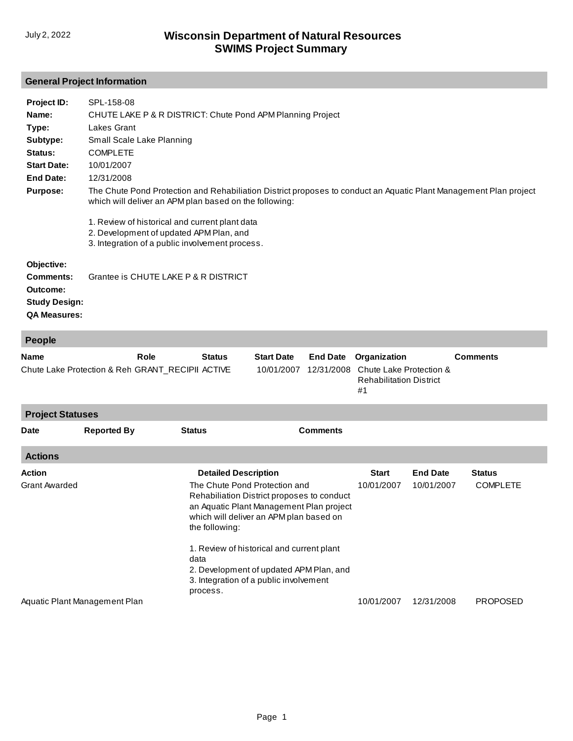July 2, 2022

# Wisconsin Department of Natural Resources
# SWIMS Project Summary

## General Project Information

**Project ID:** SPL-158-08

**Name:** CHUTE LAKE P & R DISTRICT: Chute Pond APM Planning Project

**Type:** Lakes Grant

**Subtype:** Small Scale Lake Planning

**Status:** COMPLETE

**Start Date:** 10/01/2007

**End Date:** 12/31/2008

**Purpose:** The Chute Pond Protection and Rehabiliation District proposes to conduct an Aquatic Plant Management Plan project which will deliver an APM plan based on the following:

1. Review of historical and current plant data
2. Development of updated APM Plan, and
3. Integration of a public involvement process.

**Objective:**

**Comments:** Grantee is CHUTE LAKE P & R DISTRICT

**Outcome:**

**Study Design:**

**QA Measures:**

## People

| Name | Role | Status | Start Date | End Date | Organization | Comments |
|---|---|---|---|---|---|---|
| Chute Lake Protection & Reh | GRANT_RECIPII | ACTIVE | 10/01/2007 | 12/31/2008 | Chute Lake Protection & Rehabilitation District #1 | |

## Project Statuses

| Date | Reported By | Status | Comments |
|---|---|---|---|

## Actions

| Action | Detailed Description | Start | End Date | Status |
|---|---|---|---|---|
| Grant Awarded | The Chute Pond Protection and Rehabiliation District proposes to conduct an Aquatic Plant Management Plan project which will deliver an APM plan based on the following: 1. Review of historical and current plant data 2. Development of updated APM Plan, and 3. Integration of a public involvement process. | 10/01/2007 | 10/01/2007 | COMPLETE |
| Aquatic Plant Management Plan | | 10/01/2007 | 12/31/2008 | PROPOSED |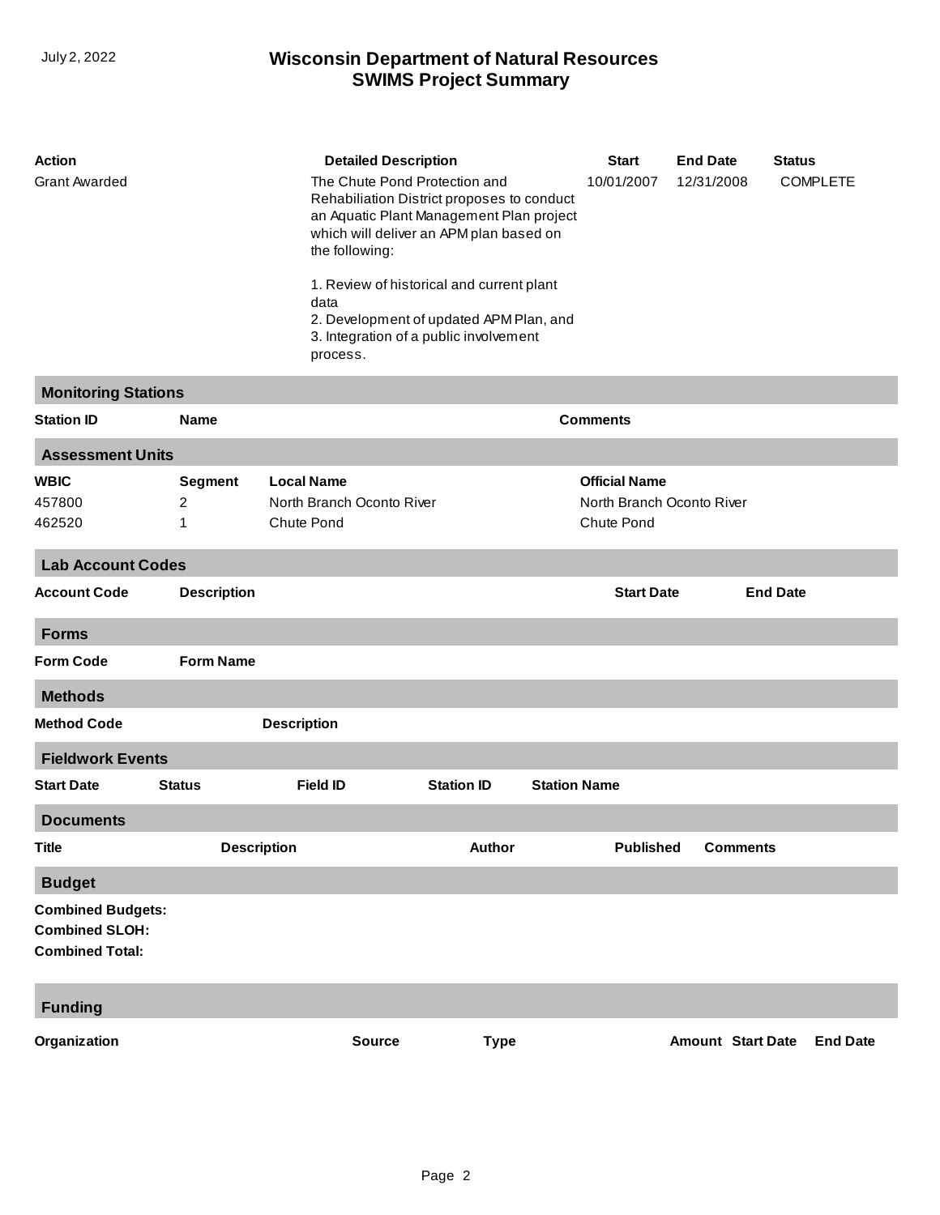| Action | Detailed Description | Start | End Date | Status |
| --- | --- | --- | --- | --- |
| Grant Awarded | The Chute Pond Protection and Rehabiliation District proposes to conduct an Aquatic Plant Management Plan project which will deliver an APM plan based on the following:<br><br>1. Review of historical and current plant data<br>2. Development of updated APM Plan, and<br>3. Integration of a public involvement process. | 10/01/2007 | 12/31/2008 | COMPLETE |

## Monitoring Stations

| Station ID | Name | Comments |
| --- | --- | --- |

## Assessment Units

| WBIC | Segment | Local Name | Official Name |
| --- | --- | --- | --- |
| 457800 | 2 | North Branch Oconto River | North Branch Oconto River |
| 462520 | 1 | Chute Pond | Chute Pond |

## Lab Account Codes

| Account Code | Description | Start Date | End Date |
| --- | --- | --- | --- |

## Forms

| Form Code | Form Name |
| --- | --- |

## Methods

| Method Code | Description |
| --- | --- |

## Fieldwork Events

| Start Date | Status | Field ID | Station ID | Station Name |
| --- | --- | --- | --- | --- |

## Documents

| Title | Description | Author | Published | Comments |
| --- | --- | --- | --- | --- |

## Budget

**Combined Budgets:**
**Combined SLOH:**
**Combined Total:**

## Funding

| Organization | Source | Type | Amount | Start Date | End Date |
| --- | --- | --- | --- | --- | --- |